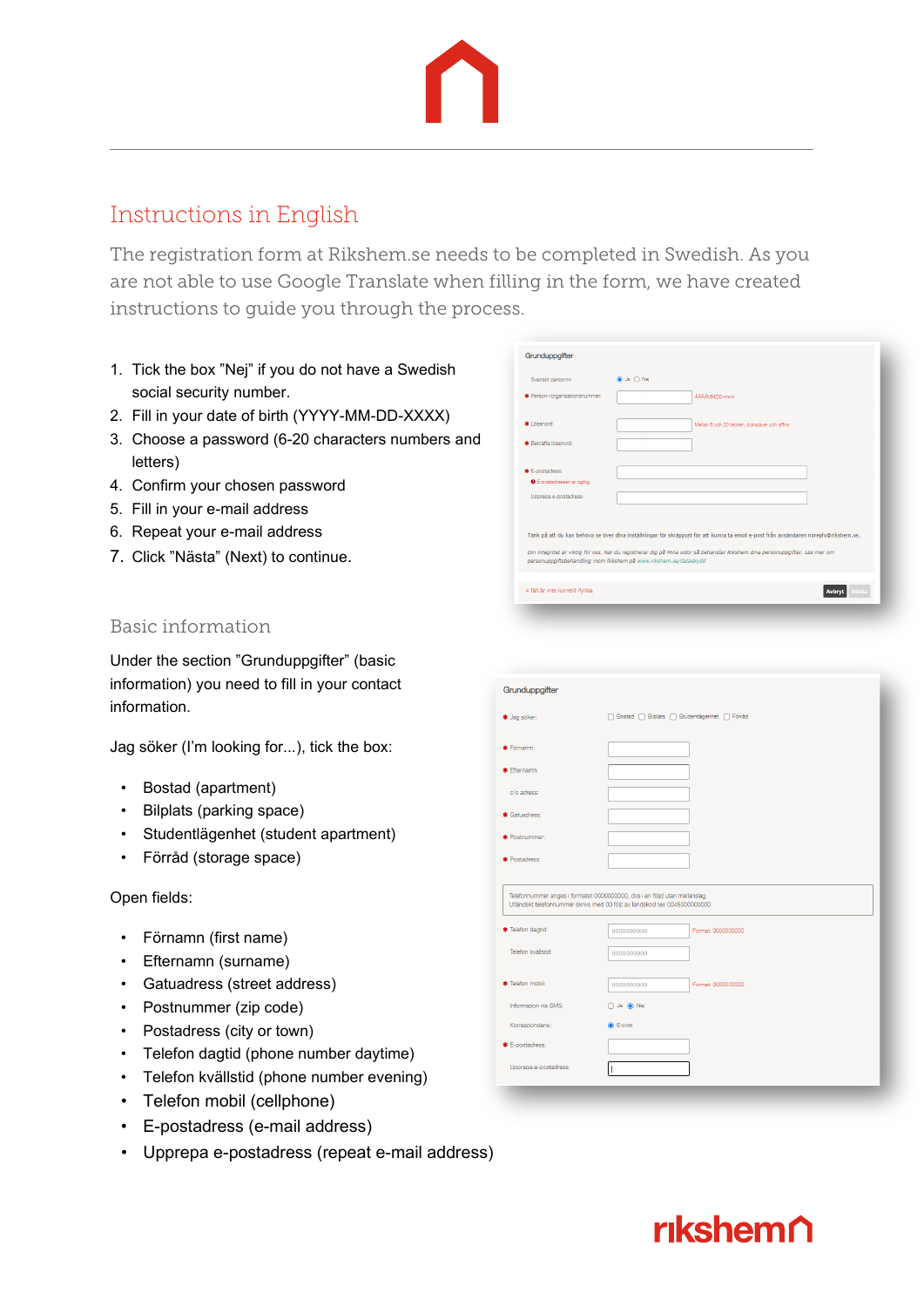# Instructions in English

The registration form at Rikshem.se needs to be completed in Swedish. As you are not able to use Google Translate when filling in the form, we have created instructions to guide you through the process.

1. Tick the box "Nej" if you do not have a Swedish social security number.
2. Fill in your date of birth (YYYY-MM-DD-XXXX)
3. Choose a password (6-20 characters numbers and letters)
4. Confirm your chosen password
5. Fill in your e-mail address
6. Repeat your e-mail address
7. Click "Nästa" (Next) to continue.

## Basic information

Under the section "Grunduppgifter" (basic information) you need to fill in your contact information.

Jag söker (I'm looking for...), tick the box:

- Bostad (apartment)
- Bilplats (parking space)
- Studentlägenhet (student apartment)
- Förråd (storage space)

Open fields:

- Förnamn (first name)
- Efternamn (surname)
- Gatuadress (street address)
- Postnummer (zip code)
- Postadress (city or town)
- Telefon dagtid (phone number daytime)
- Telefon kvällstid (phone number evening)
- Telefon mobil (cellphone)
- E-postadress (e-mail address)
- Upprepa e-postadress (repeat e-mail address)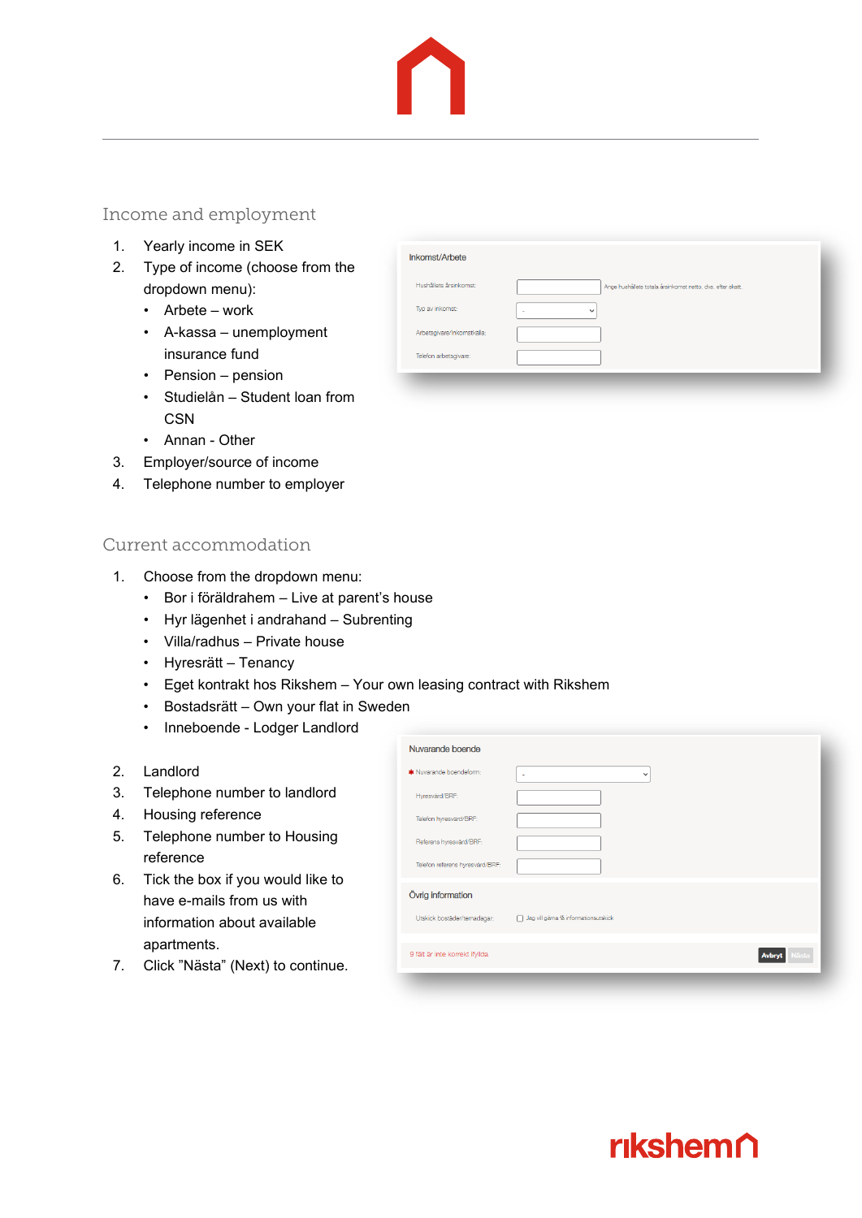## Income and employment

1. Yearly income in SEK
2. Type of income (choose from the dropdown menu):
   - Arbete – work
   - A-kassa – unemployment insurance fund
   - Pension – pension
   - Studielån – Student loan from CSN
   - Annan - Other
3. Employer/source of income
4. Telephone number to employer

## Current accommodation

1. Choose from the dropdown menu:
   - Bor i föräldrahem – Live at parent's house
   - Hyr lägenhet i andrahand – Subrenting
   - Villa/radhus – Private house
   - Hyresrätt – Tenancy
   - Eget kontrakt hos Rikshem – Your own leasing contract with Rikshem
   - Bostadsrätt – Own your flat in Sweden
   - Inneboende - Lodger Landlord
2. Landlord
3. Telephone number to landlord
4. Housing reference
5. Telephone number to Housing reference
6. Tick the box if you would like to have e-mails from us with information about available apartments.
7. Click "Nästa" (Next) to continue.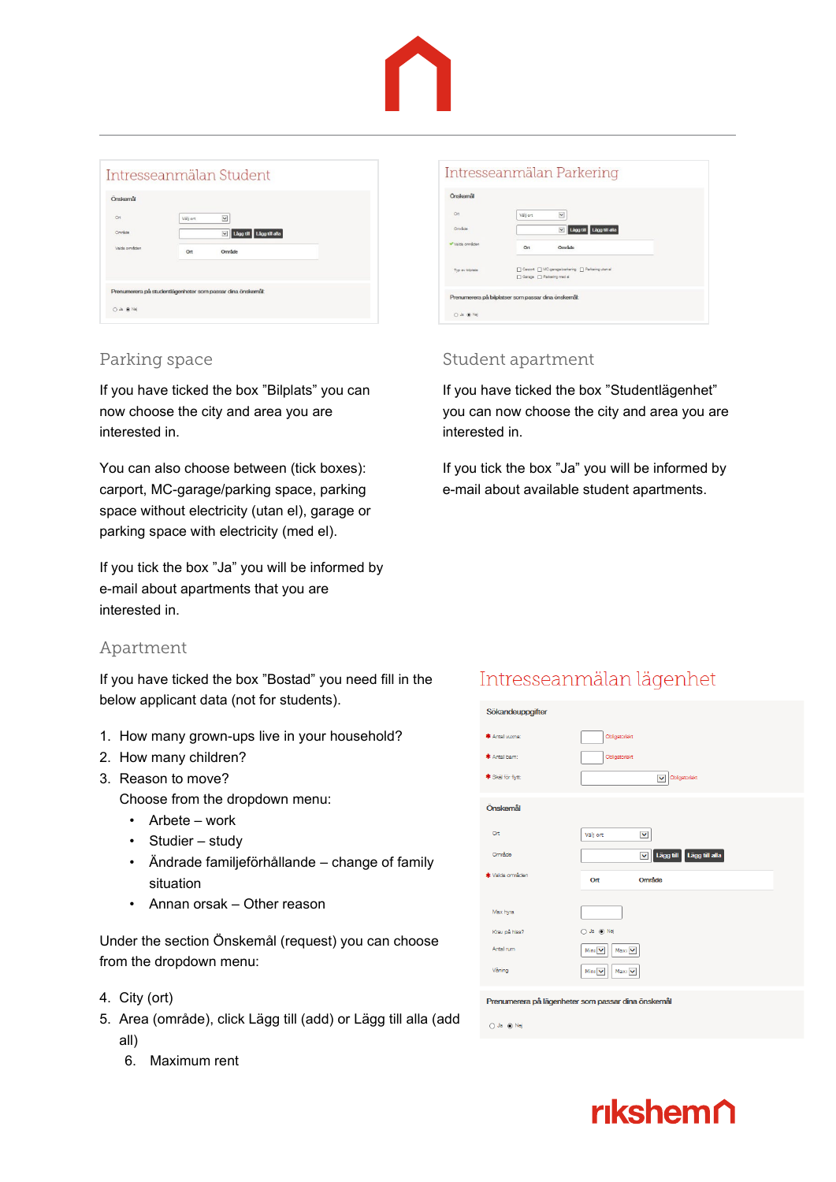Intresseanmälan Student

Intresseanmälan Parkering

## Parking space

If you have ticked the box ”Bilplats” you can now choose the city and area you are interested in.

You can also choose between (tick boxes): carport, MC-garage/parking space, parking space without electricity (utan el), garage or parking space with electricity (med el).

If you tick the box ”Ja” you will be informed by e-mail about apartments that you are interested in.

## Student apartment

If you have ticked the box ”Studentlägenhet” you can now choose the city and area you are interested in.

If you tick the box ”Ja” you will be informed by e-mail about available student apartments.

## Apartment

If you have ticked the box ”Bostad” you need fill in the below applicant data (not for students).

1. How many grown-ups live in your household?
2. How many children?
3. Reason to move?
   Choose from the dropdown menu:
   - Arbete – work
   - Studier – study
   - Ändrade familjeförhållande – change of family situation
   - Annan orsak – Other reason

Under the section Önskemål (request) you can choose from the dropdown menu:

4. City (ort)
5. Area (område), click Lägg till (add) or Lägg till alla (add all)
6. Maximum rent

Intresseanmälan lägenhet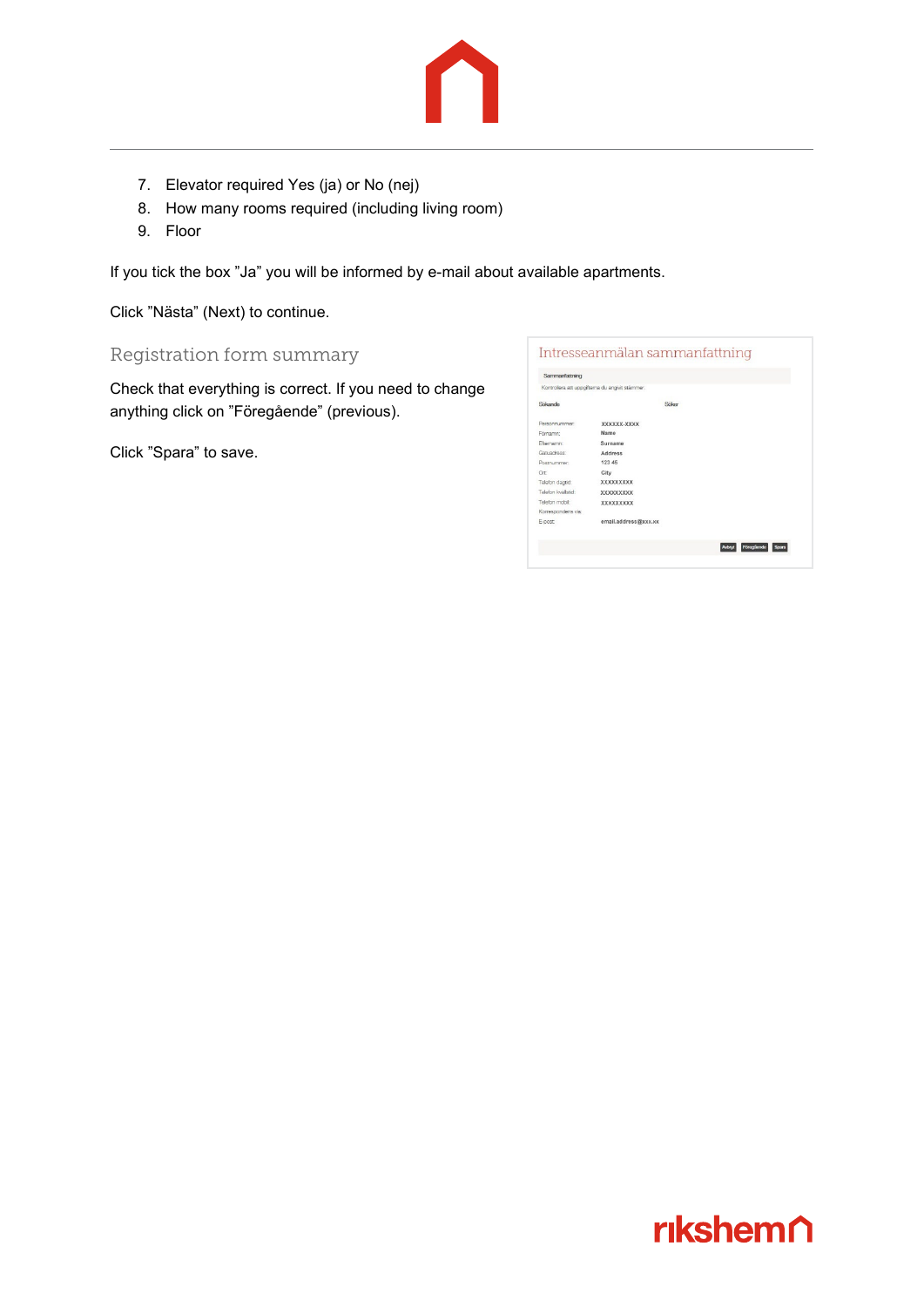7. Elevator required Yes (ja) or No (nej)
8. How many rooms required (including living room)
9. Floor

If you tick the box ”Ja” you will be informed by e-mail about available apartments.

Click ”Nästa” (Next) to continue.

## Registration form summary

Check that everything is correct. If you need to change anything click on ”Föregående” (previous).

Click ”Spara” to save.